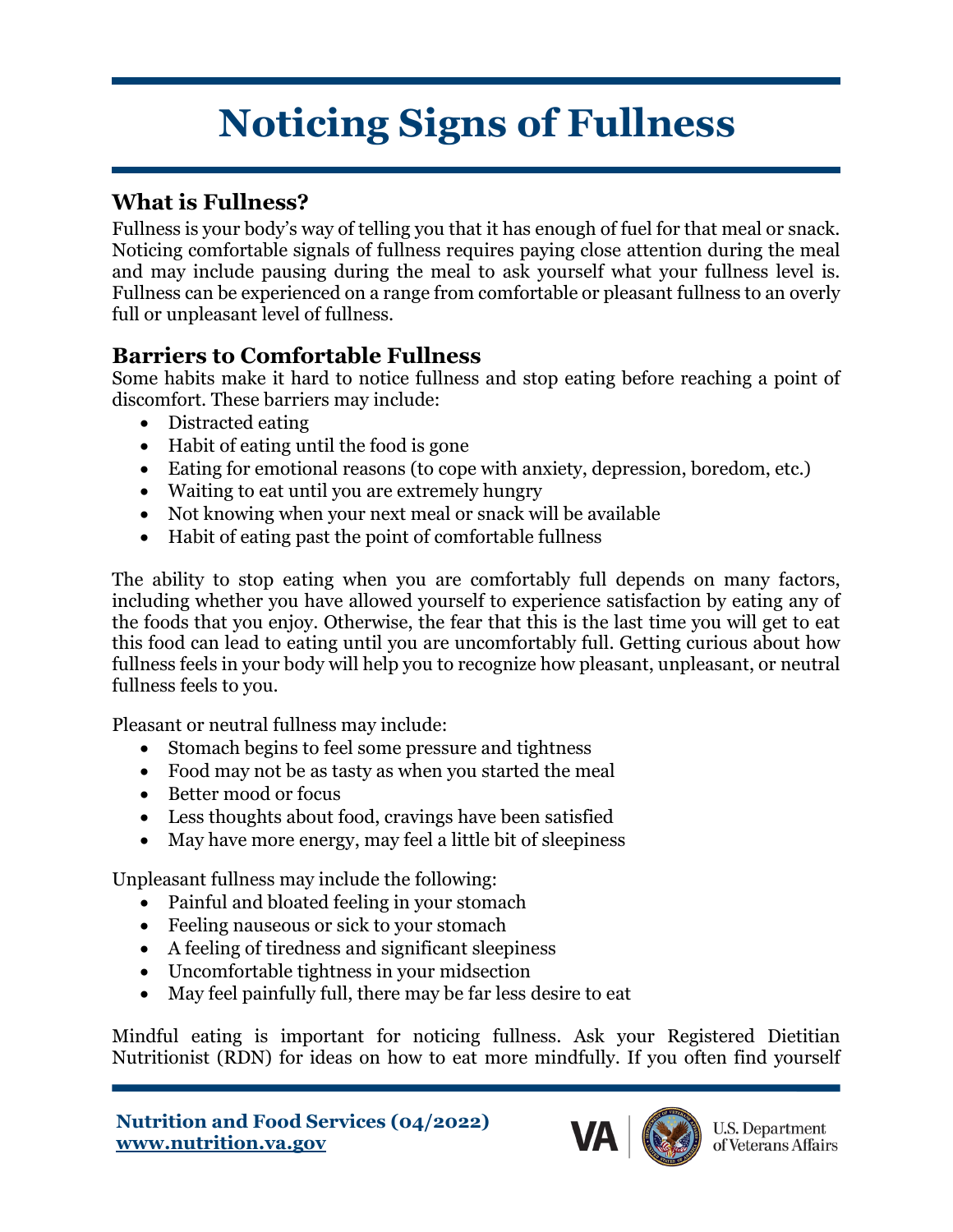# Noticing Signs of Fullness

## What is Fullness?

Fullness is your body's way of telling you that it has enough of fuel for that meal or snack. Noticing comfortable signals of fullness requires paying close attention during the meal and may include pausing during the meal to ask yourself what your fullness level is. Fullness can be experienced on a range from comfortable or pleasant fullness to an overly full or unpleasant level of fullness.

## Barriers to Comfortable Fullness

Some habits make it hard to notice fullness and stop eating before reaching a point of discomfort. These barriers may include:

- Distracted eating
- Habit of eating until the food is gone
- Eating for emotional reasons (to cope with anxiety, depression, boredom, etc.)
- Waiting to eat until you are extremely hungry
- Not knowing when your next meal or snack will be available
- Habit of eating past the point of comfortable fullness

The ability to stop eating when you are comfortably full depends on many factors, including whether you have allowed yourself to experience satisfaction by eating any of the foods that you enjoy. Otherwise, the fear that this is the last time you will get to eat this food can lead to eating until you are uncomfortably full. Getting curious about how fullness feels in your body will help you to recognize how pleasant, unpleasant, or neutral fullness feels to you.

Pleasant or neutral fullness may include:

- Stomach begins to feel some pressure and tightness
- Food may not be as tasty as when you started the meal
- Better mood or focus
- Less thoughts about food, cravings have been satisfied
- May have more energy, may feel a little bit of sleepiness

Unpleasant fullness may include the following:

- Painful and bloated feeling in your stomach
- Feeling nauseous or sick to your stomach
- A feeling of tiredness and significant sleepiness
- Uncomfortable tightness in your midsection
- May feel painfully full, there may be far less desire to eat

Mindful eating is important for noticing fullness. Ask your Registered Dietitian Nutritionist (RDN) for ideas on how to eat more mindfully. If you often find yourself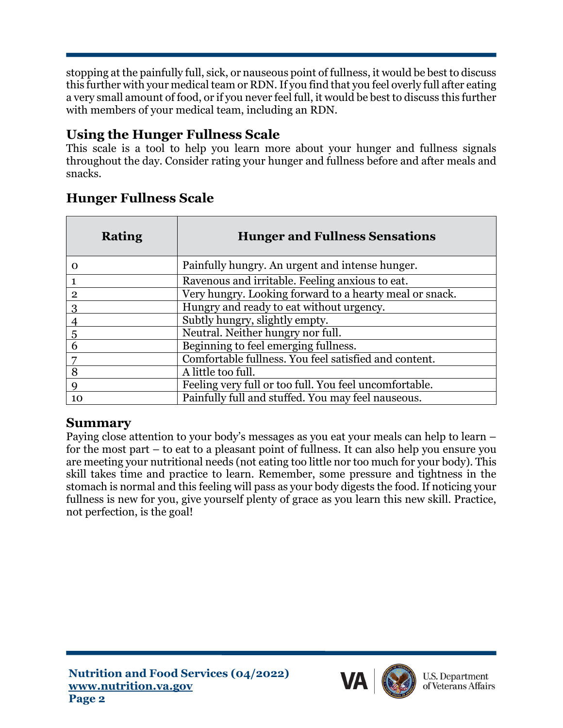stopping at the painfully full, sick, or nauseous point of fullness, it would be best to discuss this further with your medical team or RDN. If you find that you feel overly full after eating a very small amount of food, or if you never feel full, it would be best to discuss this further with members of your medical team, including an RDN.

## Using the Hunger Fullness Scale

This scale is a tool to help you learn more about your hunger and fullness signals throughout the day. Consider rating your hunger and fullness before and after meals and snacks.

## Hunger Fullness Scale

| Rating | Hunger and Fullness Sensations |
|---|---|
| 0 | Painfully hungry. An urgent and intense hunger. |
| 1 | Ravenous and irritable. Feeling anxious to eat. |
| 2 | Very hungry. Looking forward to a hearty meal or snack. |
| 3 | Hungry and ready to eat without urgency. |
| 4 | Subtly hungry, slightly empty. |
| 5 | Neutral. Neither hungry nor full. |
| 6 | Beginning to feel emerging fullness. |
| 7 | Comfortable fullness. You feel satisfied and content. |
| 8 | A little too full. |
| 9 | Feeling very full or too full. You feel uncomfortable. |
| 10 | Painfully full and stuffed. You may feel nauseous. |

## Summary

Paying close attention to your body's messages as you eat your meals can help to learn – for the most part – to eat to a pleasant point of fullness. It can also help you ensure you are meeting your nutritional needs (not eating too little nor too much for your body). This skill takes time and practice to learn. Remember, some pressure and tightness in the stomach is normal and this feeling will pass as your body digests the food. If noticing your fullness is new for you, give yourself plenty of grace as you learn this new skill. Practice, not perfection, is the goal!